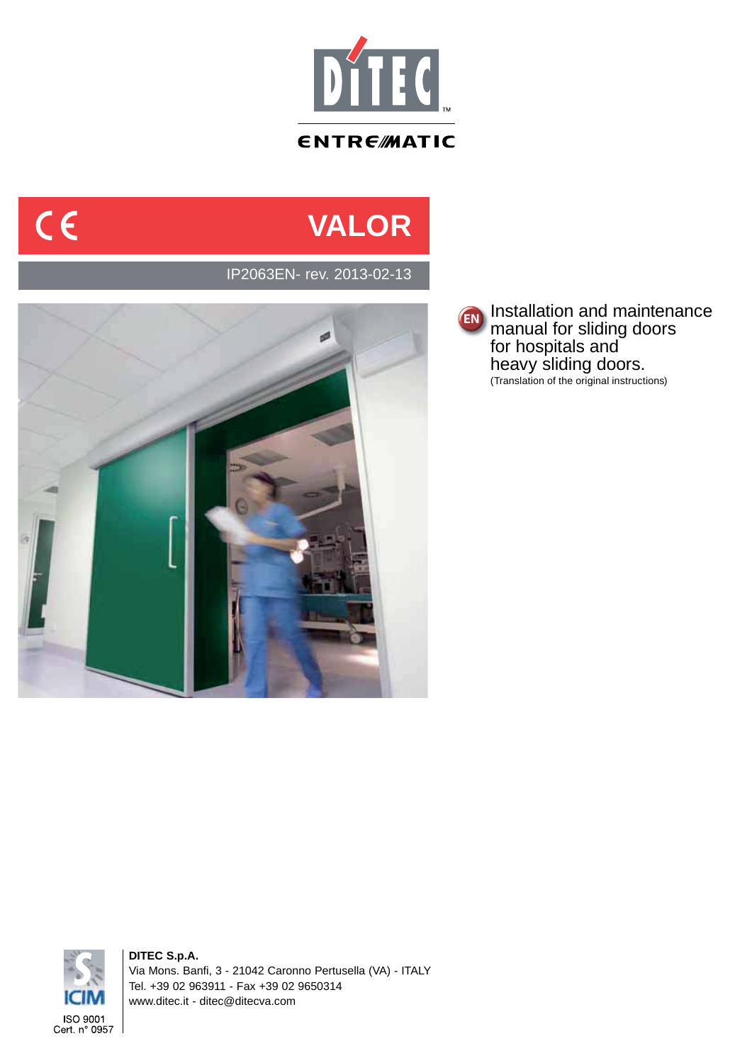DITEC

ENTREMATIC

CE

# VALOR

IP2063EN- rev. 2013-02-13

EN

## Installation and maintenance manual for sliding doors for hospitals and heavy sliding doors.

(Translation of the original instructions)

ICIM
ISO 9001
Cert. n° 0957

**DITEC S.p.A.**
Via Mons. Banfi, 3 - 21042 Caronno Pertusella (VA) - ITALY
Tel. +39 02 963911 - Fax +39 02 9650314
www.ditec.it - ditec@ditecva.com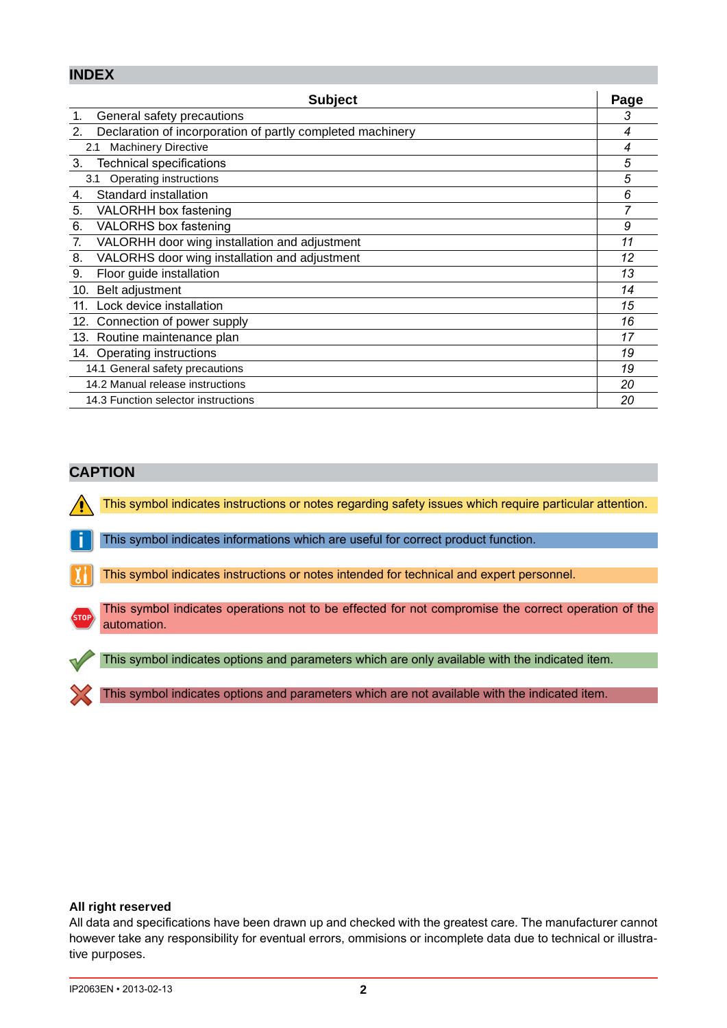## INDEX

| Subject | Page |
|---|---|
| 1. General safety precautions | 3 |
| 2. Declaration of incorporation of partly completed machinery | 4 |
| 2.1 Machinery Directive | 4 |
| 3. Technical specifications | 5 |
| 3.1 Operating instructions | 5 |
| 4. Standard installation | 6 |
| 5. VALORHH box fastening | 7 |
| 6. VALORHS box fastening | 9 |
| 7. VALORHH door wing installation and adjustment | 11 |
| 8. VALORHS door wing installation and adjustment | 12 |
| 9. Floor guide installation | 13 |
| 10. Belt adjustment | 14 |
| 11. Lock device installation | 15 |
| 12. Connection of power supply | 16 |
| 13. Routine maintenance plan | 17 |
| 14. Operating instructions | 19 |
| 14.1 General safety precautions | 19 |
| 14.2 Manual release instructions | 20 |
| 14.3 Function selector instructions | 20 |

## CAPTION

This symbol indicates instructions or notes regarding safety issues which require particular attention.

This symbol indicates informations which are useful for correct product function.

This symbol indicates instructions or notes intended for technical and expert personnel.

This symbol indicates operations not to be effected for not compromise the correct operation of the automation.

This symbol indicates options and parameters which are only available with the indicated item.

This symbol indicates options and parameters which are not available with the indicated item.

**All right reserved**

All data and specifications have been drawn up and checked with the greatest care. The manufacturer cannot however take any responsibility for eventual errors, ommisions or incomplete data due to technical or illustrative purposes.

IP2063EN • 2013-02-13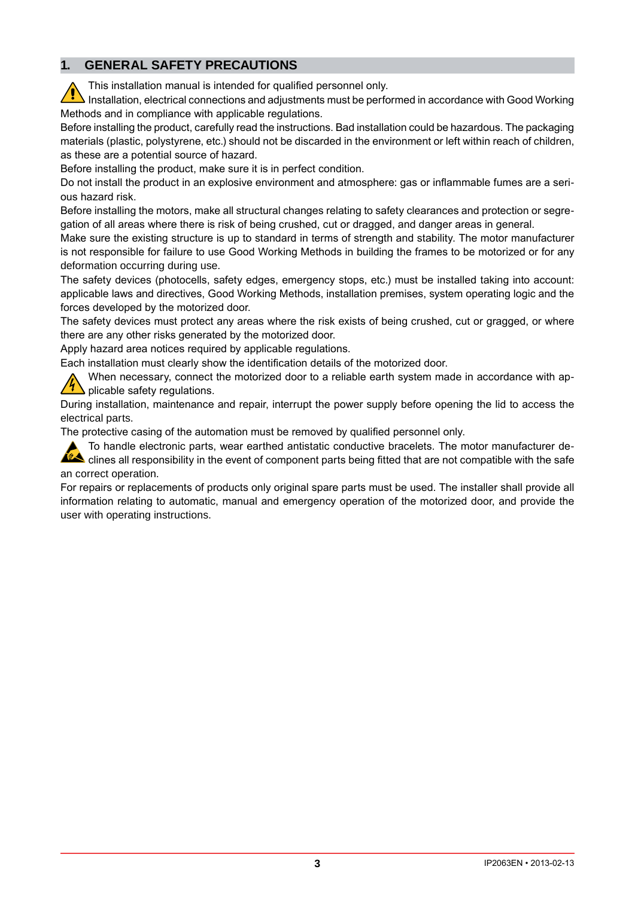## 1. GENERAL SAFETY PRECAUTIONS

This installation manual is intended for qualified personnel only.
Installation, electrical connections and adjustments must be performed in accordance with Good Working Methods and in compliance with applicable regulations.
Before installing the product, carefully read the instructions. Bad installation could be hazardous. The packaging materials (plastic, polystyrene, etc.) should not be discarded in the environment or left within reach of children, as these are a potential source of hazard.
Before installing the product, make sure it is in perfect condition.
Do not install the product in an explosive environment and atmosphere: gas or inflammable fumes are a serious hazard risk.
Before installing the motors, make all structural changes relating to safety clearances and protection or segregation of all areas where there is risk of being crushed, cut or dragged, and danger areas in general.
Make sure the existing structure is up to standard in terms of strength and stability. The motor manufacturer is not responsible for failure to use Good Working Methods in building the frames to be motorized or for any deformation occurring during use.
The safety devices (photocells, safety edges, emergency stops, etc.) must be installed taking into account: applicable laws and directives, Good Working Methods, installation premises, system operating logic and the forces developed by the motorized door.
The safety devices must protect any areas where the risk exists of being crushed, cut or gragged, or where there are any other risks generated by the motorized door.
Apply hazard area notices required by applicable regulations.
Each installation must clearly show the identification details of the motorized door.
When necessary, connect the motorized door to a reliable earth system made in accordance with applicable safety regulations.
During installation, maintenance and repair, interrupt the power supply before opening the lid to access the electrical parts.
The protective casing of the automation must be removed by qualified personnel only.
To handle electronic parts, wear earthed antistatic conductive bracelets. The motor manufacturer declines all responsibility in the event of component parts being fitted that are not compatible with the safe an correct operation.
For repairs or replacements of products only original spare parts must be used. The installer shall provide all information relating to automatic, manual and emergency operation of the motorized door, and provide the user with operating instructions.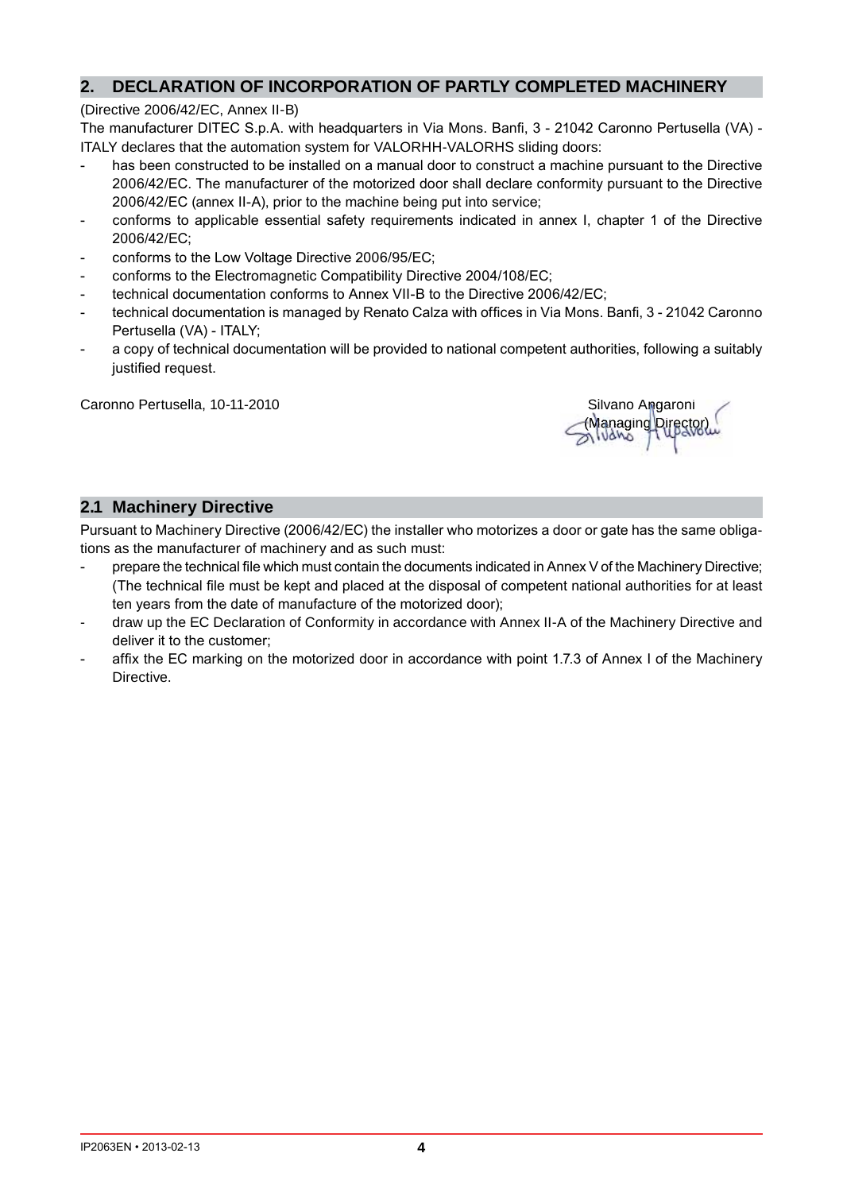## 2. DECLARATION OF INCORPORATION OF PARTLY COMPLETED MACHINERY

(Directive 2006/42/EC, Annex II-B)

The manufacturer DITEC S.p.A. with headquarters in Via Mons. Banfi, 3 - 21042 Caronno Pertusella (VA) - ITALY declares that the automation system for VALORHH-VALORHS sliding doors:

- has been constructed to be installed on a manual door to construct a machine pursuant to the Directive 2006/42/EC. The manufacturer of the motorized door shall declare conformity pursuant to the Directive 2006/42/EC (annex II-A), prior to the machine being put into service;
- conforms to applicable essential safety requirements indicated in annex I, chapter 1 of the Directive 2006/42/EC;
- conforms to the Low Voltage Directive 2006/95/EC;
- conforms to the Electromagnetic Compatibility Directive 2004/108/EC;
- technical documentation conforms to Annex VII-B to the Directive 2006/42/EC;
- technical documentation is managed by Renato Calza with offices in Via Mons. Banfi, 3 - 21042 Caronno Pertusella (VA) - ITALY;
- a copy of technical documentation will be provided to national competent authorities, following a suitably justified request.

Caronno Pertusella, 10-11-2010

Silvano Angaroni
(Managing Director)

## 2.1 Machinery Directive

Pursuant to Machinery Directive (2006/42/EC) the installer who motorizes a door or gate has the same obligations as the manufacturer of machinery and as such must:

- prepare the technical file which must contain the documents indicated in Annex V of the Machinery Directive; (The technical file must be kept and placed at the disposal of competent national authorities for at least ten years from the date of manufacture of the motorized door);
- draw up the EC Declaration of Conformity in accordance with Annex II-A of the Machinery Directive and deliver it to the customer;
- affix the EC marking on the motorized door in accordance with point 1.7.3 of Annex I of the Machinery Directive.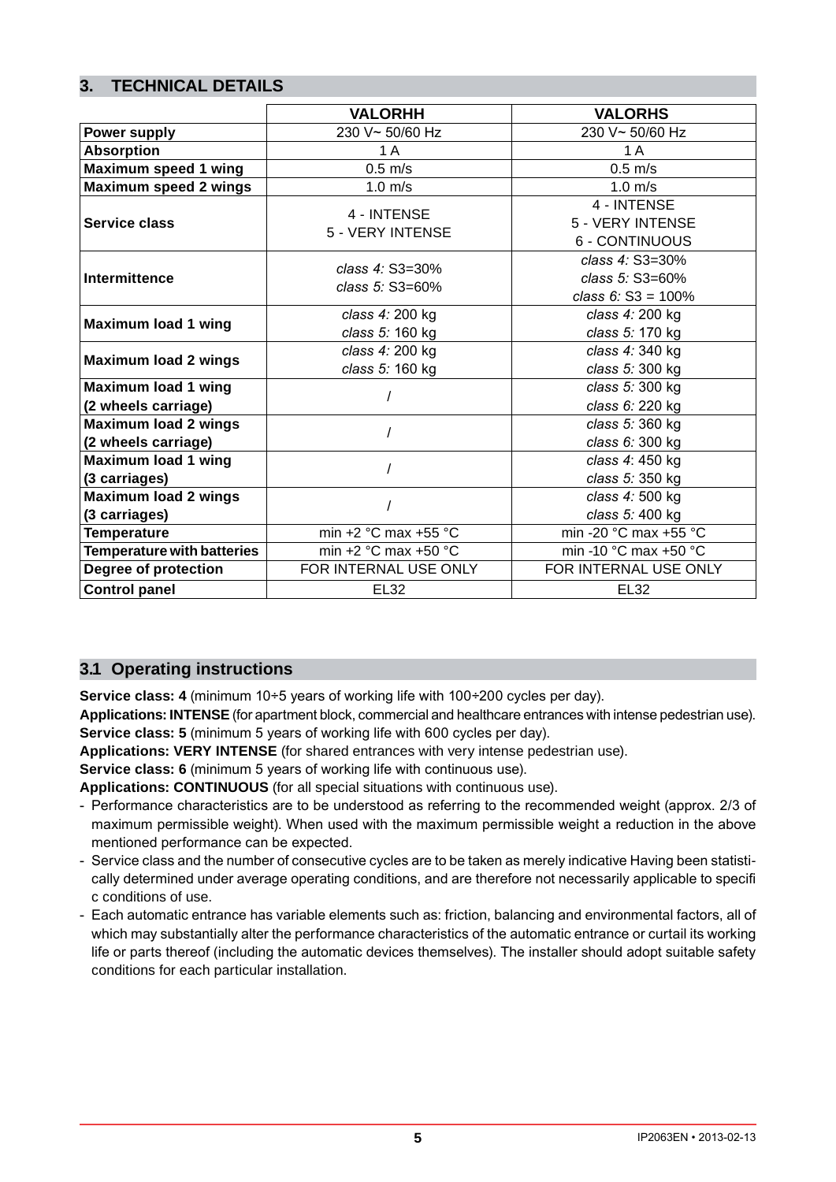## 3. TECHNICAL DETAILS

| | VALORHH | VALORHS |
|---|---|---|
| **Power supply** | 230 V~ 50/60 Hz | 230 V~ 50/60 Hz |
| **Absorption** | 1 A | 1 A |
| **Maximum speed 1 wing** | 0.5 m/s | 0.5 m/s |
| **Maximum speed 2 wings** | 1.0 m/s | 1.0 m/s |
| **Service class** | 4 - INTENSE<br>5 - VERY INTENSE | 4 - INTENSE<br>5 - VERY INTENSE<br>6 - CONTINUOUS |
| **Intermittence** | *class 4:* S3=30%<br>*class 5:* S3=60% | *class 4:* S3=30%<br>*class 5:* S3=60%<br>*class 6:* S3 = 100% |
| **Maximum load 1 wing** | *class 4:* 200 kg<br>*class 5:* 160 kg | *class 4:* 200 kg<br>*class 5:* 170 kg |
| **Maximum load 2 wings** | *class 4:* 200 kg<br>*class 5:* 160 kg | *class 4:* 340 kg<br>*class 5:* 300 kg |
| **Maximum load 1 wing (2 wheels carriage)** | / | *class 5:* 300 kg<br>*class 6:* 220 kg |
| **Maximum load 2 wings (2 wheels carriage)** | / | *class 5:* 360 kg<br>*class 6:* 300 kg |
| **Maximum load 1 wing (3 carriages)** | / | *class 4*: 450 kg<br>*class 5:* 350 kg |
| **Maximum load 2 wings (3 carriages)** | / | *class 4:* 500 kg<br>*class 5:* 400 kg |
| **Temperature** | min +2 °C max +55 °C | min -20 °C max +55 °C |
| **Temperature with batteries** | min +2 °C max +50 °C | min -10 °C max +50 °C |
| **Degree of protection** | FOR INTERNAL USE ONLY | FOR INTERNAL USE ONLY |
| **Control panel** | EL32 | EL32 |

### 3.1 Operating instructions

**Service class: 4** (minimum 10÷5 years of working life with 100÷200 cycles per day).
**Applications: INTENSE** (for apartment block, commercial and healthcare entrances with intense pedestrian use).
**Service class: 5** (minimum 5 years of working life with 600 cycles per day).
**Applications: VERY INTENSE** (for shared entrances with very intense pedestrian use).
**Service class: 6** (minimum 5 years of working life with continuous use).
**Applications: CONTINUOUS** (for all special situations with continuous use).

- Performance characteristics are to be understood as referring to the recommended weight (approx. 2/3 of maximum permissible weight). When used with the maximum permissible weight a reduction in the above mentioned performance can be expected.
- Service class and the number of consecutive cycles are to be taken as merely indicative Having been statistically determined under average operating conditions, and are therefore not necessarily applicable to specifi c conditions of use.
- Each automatic entrance has variable elements such as: friction, balancing and environmental factors, all of which may substantially alter the performance characteristics of the automatic entrance or curtail its working life or parts thereof (including the automatic devices themselves). The installer should adopt suitable safety conditions for each particular installation.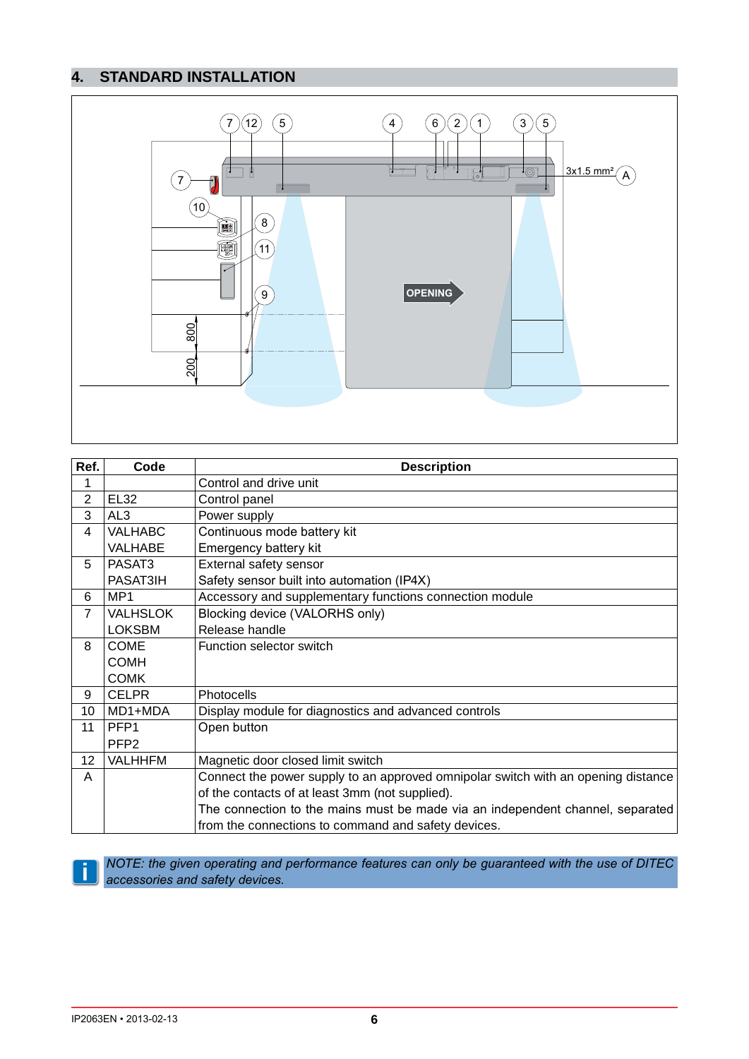## 4. STANDARD INSTALLATION

| Ref. | Code | Description |
|---|---|---|
| 1 | | Control and drive unit |
| 2 | EL32 | Control panel |
| 3 | AL3 | Power supply |
| 4 | VALHABC<br>VALHABE | Continuous mode battery kit<br>Emergency battery kit |
| 5 | PASAT3<br>PASAT3IH | External safety sensor<br>Safety sensor built into automation (IP4X) |
| 6 | MP1 | Accessory and supplementary functions connection module |
| 7 | VALHSLOK<br>LOKSBM | Blocking device (VALORHS only)<br>Release handle |
| 8 | COME<br>COMH<br>COMK | Function selector switch |
| 9 | CELPR | Photocells |
| 10 | MD1+MDA | Display module for diagnostics and advanced controls |
| 11 | PFP1<br>PFP2 | Open button |
| 12 | VALHHFM | Magnetic door closed limit switch |
| A | | Connect the power supply to an approved omnipolar switch with an opening distance of the contacts of at least 3mm (not supplied).<br>The connection to the mains must be made via an independent channel, separated from the connections to command and safety devices. |

*NOTE: the given operating and performance features can only be guaranteed with the use of DITEC accessories and safety devices.*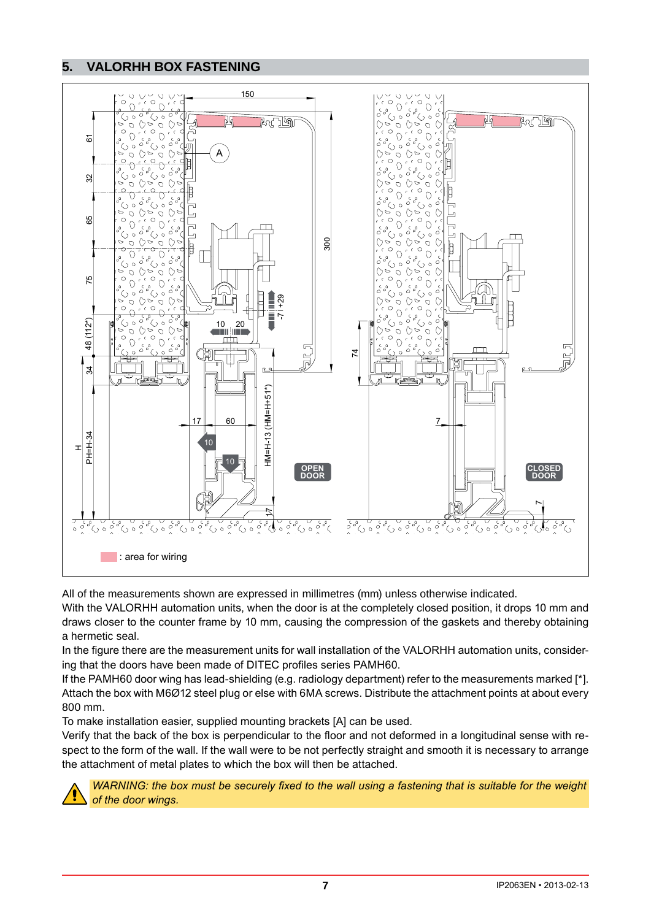## 5. VALORHH BOX FASTENING

: area for wiring

All of the measurements shown are expressed in millimetres (mm) unless otherwise indicated.
With the VALORHH automation units, when the door is at the completely closed position, it drops 10 mm and draws closer to the counter frame by 10 mm, causing the compression of the gaskets and thereby obtaining a hermetic seal.
In the figure there are the measurement units for wall installation of the VALORHH automation units, considering that the doors have been made of DITEC profiles series PAMH60.
If the PAMH60 door wing has lead-shielding (e.g. radiology department) refer to the measurements marked [*].
Attach the box with M6Ø12 steel plug or else with 6MA screws. Distribute the attachment points at about every 800 mm.
To make installation easier, supplied mounting brackets [A] can be used.
Verify that the back of the box is perpendicular to the floor and not deformed in a longitudinal sense with respect to the form of the wall. If the wall were to be not perfectly straight and smooth it is necessary to arrange the attachment of metal plates to which the box will then be attached.

*WARNING: the box must be securely fixed to the wall using a fastening that is suitable for the weight of the door wings.*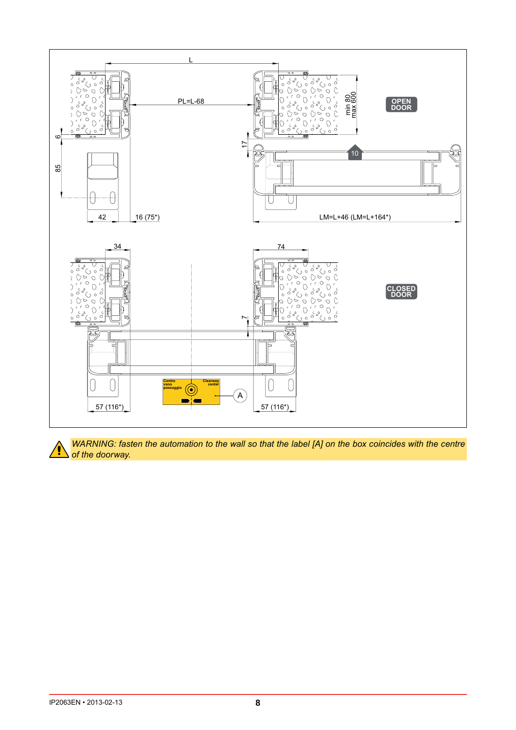L

PL=L-68

min 80
max 600

OPEN DOOR

6

17

10

85

42

16 (75*)

LM=L+46 (LM=L+164*)

34

74

CLOSED DOOR

7

Centro vano passaggio

Clearway center

A

57 (116*)

57 (116*)

*WARNING: fasten the automation to the wall so that the label [A] on the box coincides with the centre of the doorway.*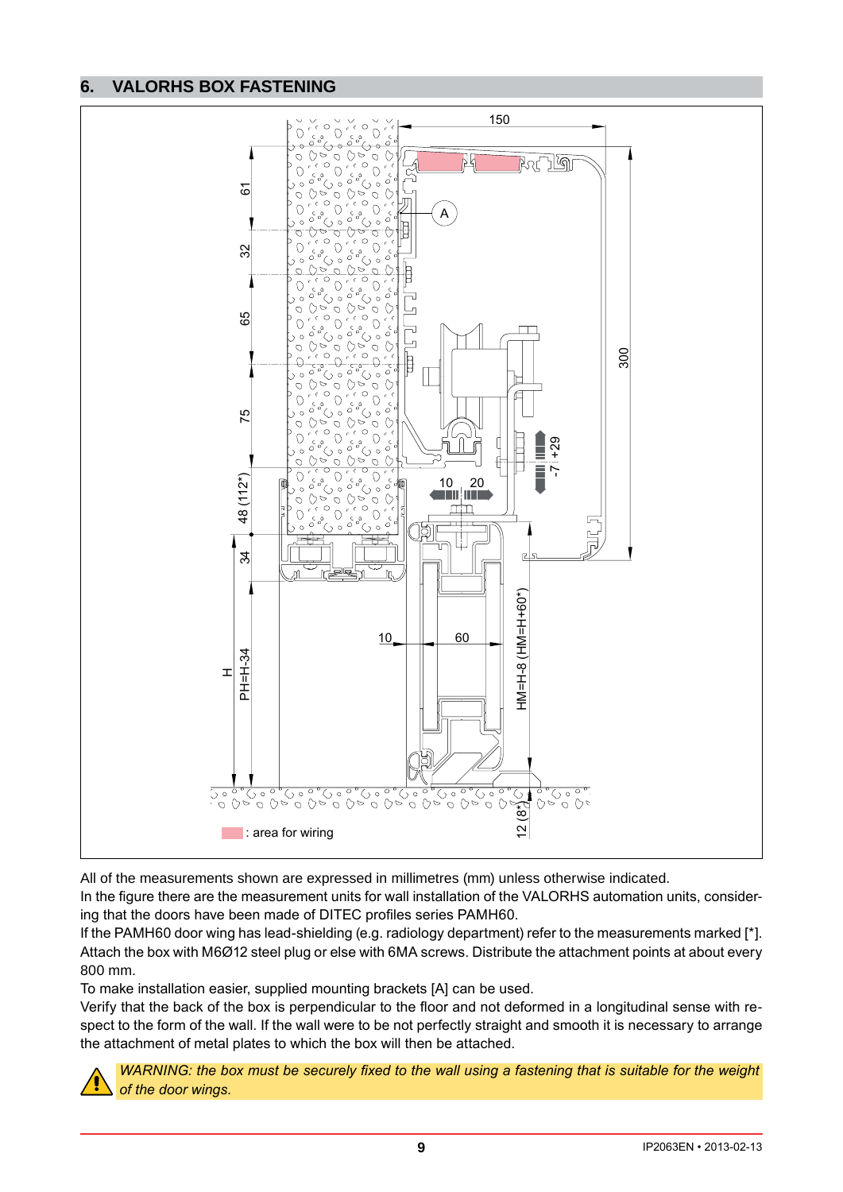## 6. VALORHS BOX FASTENING

All of the measurements shown are expressed in millimetres (mm) unless otherwise indicated.
In the figure there are the measurement units for wall installation of the VALORHS automation units, considering that the doors have been made of DITEC profiles series PAMH60.
If the PAMH60 door wing has lead-shielding (e.g. radiology department) refer to the measurements marked [*].
Attach the box with M6Ø12 steel plug or else with 6MA screws. Distribute the attachment points at about every 800 mm.
To make installation easier, supplied mounting brackets [A] can be used.
Verify that the back of the box is perpendicular to the floor and not deformed in a longitudinal sense with respect to the form of the wall. If the wall were to be not perfectly straight and smooth it is necessary to arrange the attachment of metal plates to which the box will then be attached.

*WARNING: the box must be securely fixed to the wall using a fastening that is suitable for the weight of the door wings.*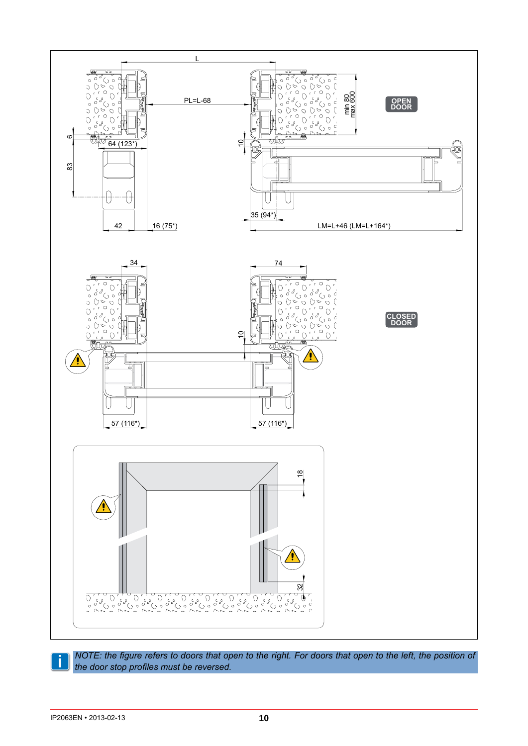L

PL=L-68

min 80
max 600

OPEN DOOR

6

64 (123*)

83

10

35 (94*)

42

16 (75*)

LM=L+46 (LM=L+164*)

34

74

CLOSED DOOR

10

57 (116*)

57 (116*)

18

32

*NOTE: the figure refers to doors that open to the right. For doors that open to the left, the position of the door stop profiles must be reversed.*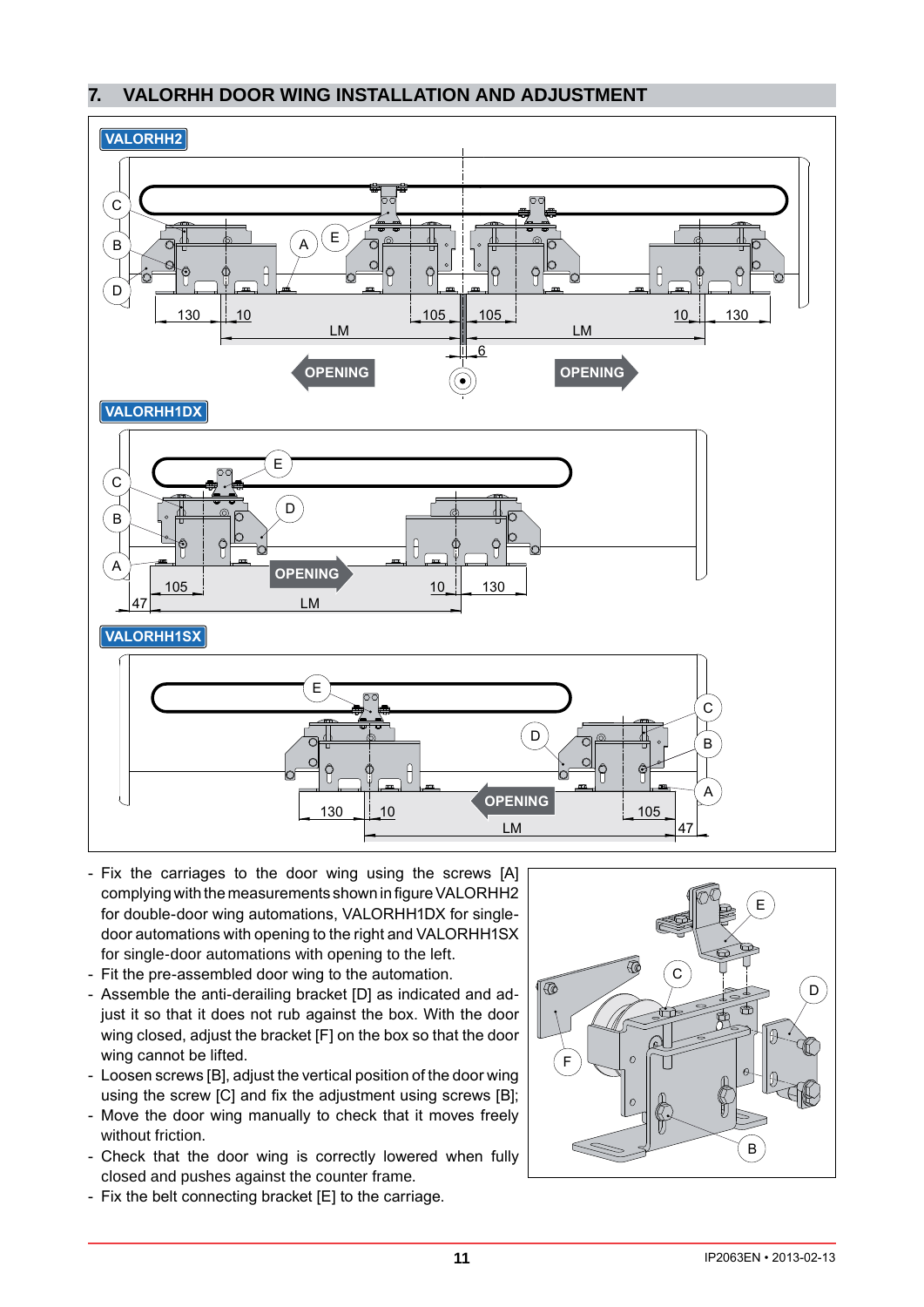## 7. VALORHH DOOR WING INSTALLATION AND ADJUSTMENT

VALORHH2

VALORHH1DX

VALORHH1SX

- Fix the carriages to the door wing using the screws [A] complying with the measurements shown in figure VALORHH2 for double-door wing automations, VALORHH1DX for single-door automations with opening to the right and VALORHH1SX for single-door automations with opening to the left.
- Fit the pre-assembled door wing to the automation.
- Assemble the anti-derailing bracket [D] as indicated and adjust it so that it does not rub against the box. With the door wing closed, adjust the bracket [F] on the box so that the door wing cannot be lifted.
- Loosen screws [B], adjust the vertical position of the door wing using the screw [C] and fix the adjustment using screws [B];
- Move the door wing manually to check that it moves freely without friction.
- Check that the door wing is correctly lowered when fully closed and pushes against the counter frame.
- Fix the belt connecting bracket [E] to the carriage.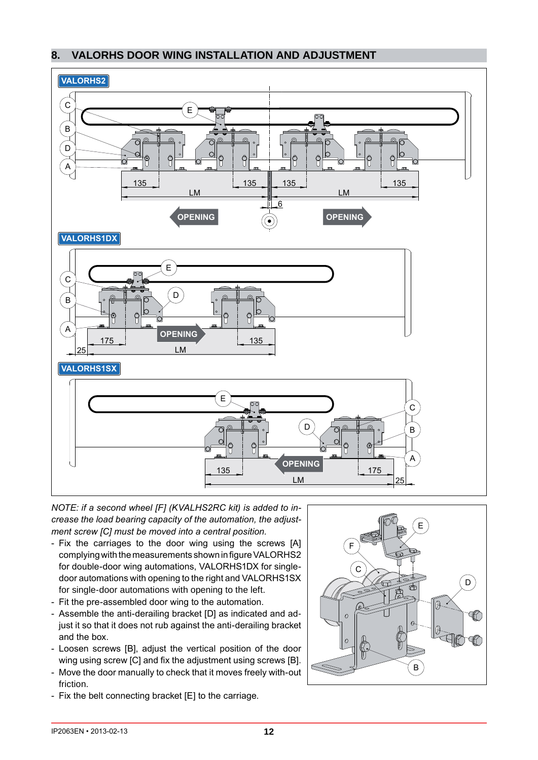## 8. VALORHS DOOR WING INSTALLATION AND ADJUSTMENT

*NOTE: if a second wheel [F] (KVALHS2RC kit) is added to increase the load bearing capacity of the automation, the adjustment screw [C] must be moved into a central position.*

- Fix the carriages to the door wing using the screws [A] complying with the measurements shown in figure VALORHS2 for double-door wing automations, VALORHS1DX for single-door automations with opening to the right and VALORHS1SX for single-door automations with opening to the left.
- Fit the pre-assembled door wing to the automation.
- Assemble the anti-derailing bracket [D] as indicated and adjust it so that it does not rub against the anti-derailing bracket and the box.
- Loosen screws [B], adjust the vertical position of the door wing using screw [C] and fix the adjustment using screws [B].
- Move the door manually to check that it moves freely with-out friction.
- Fix the belt connecting bracket [E] to the carriage.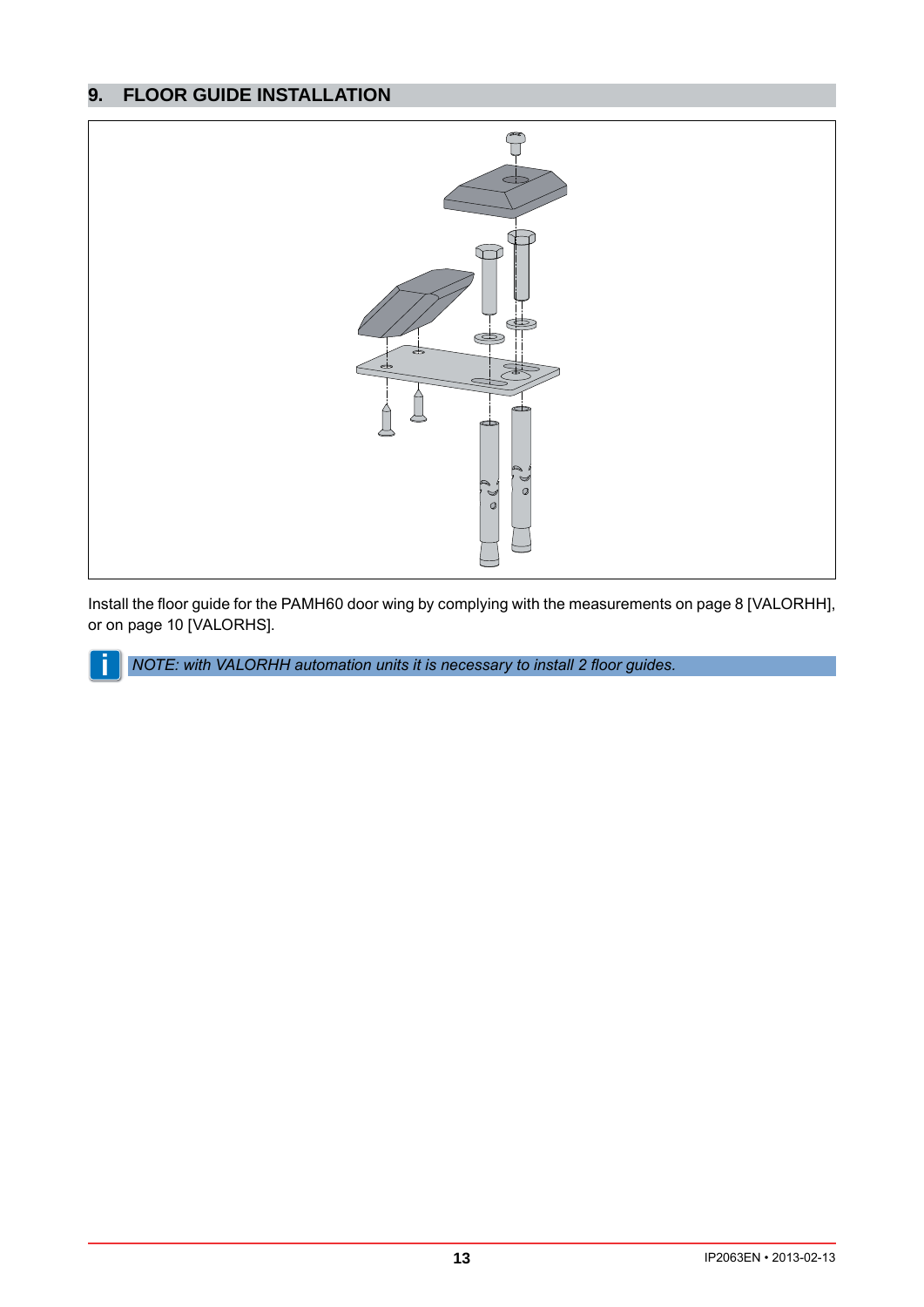## 9. FLOOR GUIDE INSTALLATION

Install the floor guide for the PAMH60 door wing by complying with the measurements on page 8 [VALORHH], or on page 10 [VALORHS].

*NOTE: with VALORHH automation units it is necessary to install 2 floor guides.*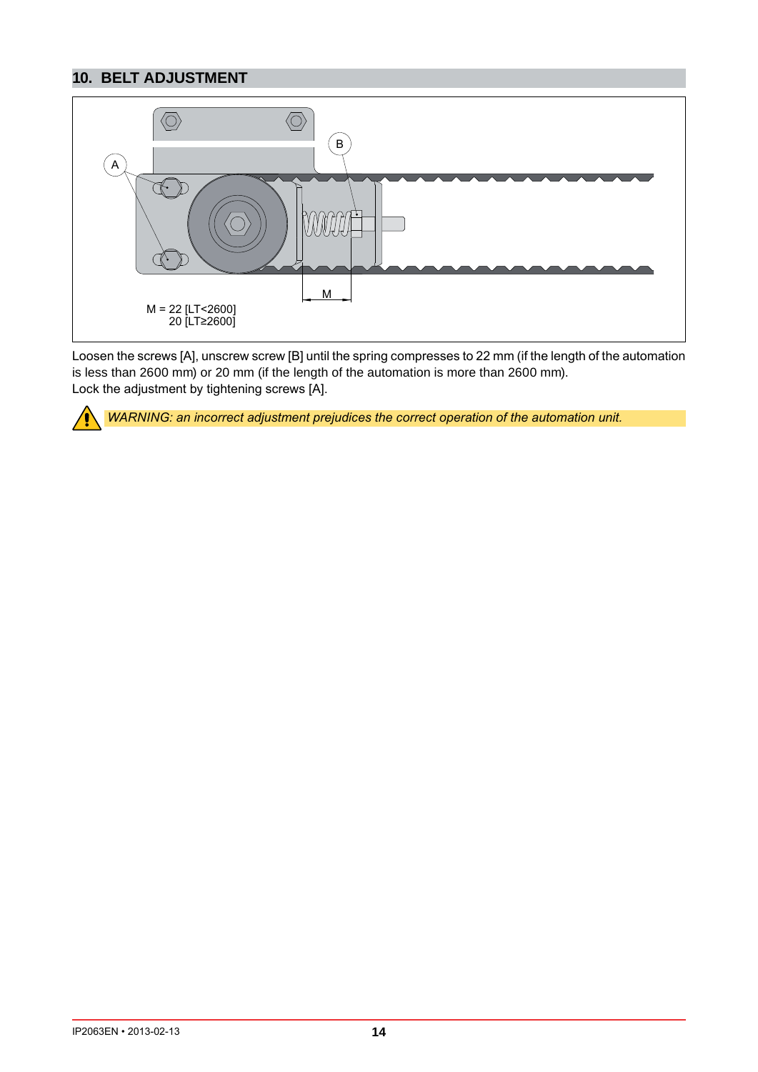## 10. BELT ADJUSTMENT

M = 22 [LT<2600]
20 [LT≥2600]

Loosen the screws [A], unscrew screw [B] until the spring compresses to 22 mm (if the length of the automation is less than 2600 mm) or 20 mm (if the length of the automation is more than 2600 mm).
Lock the adjustment by tightening screws [A].

*WARNING: an incorrect adjustment prejudices the correct operation of the automation unit.*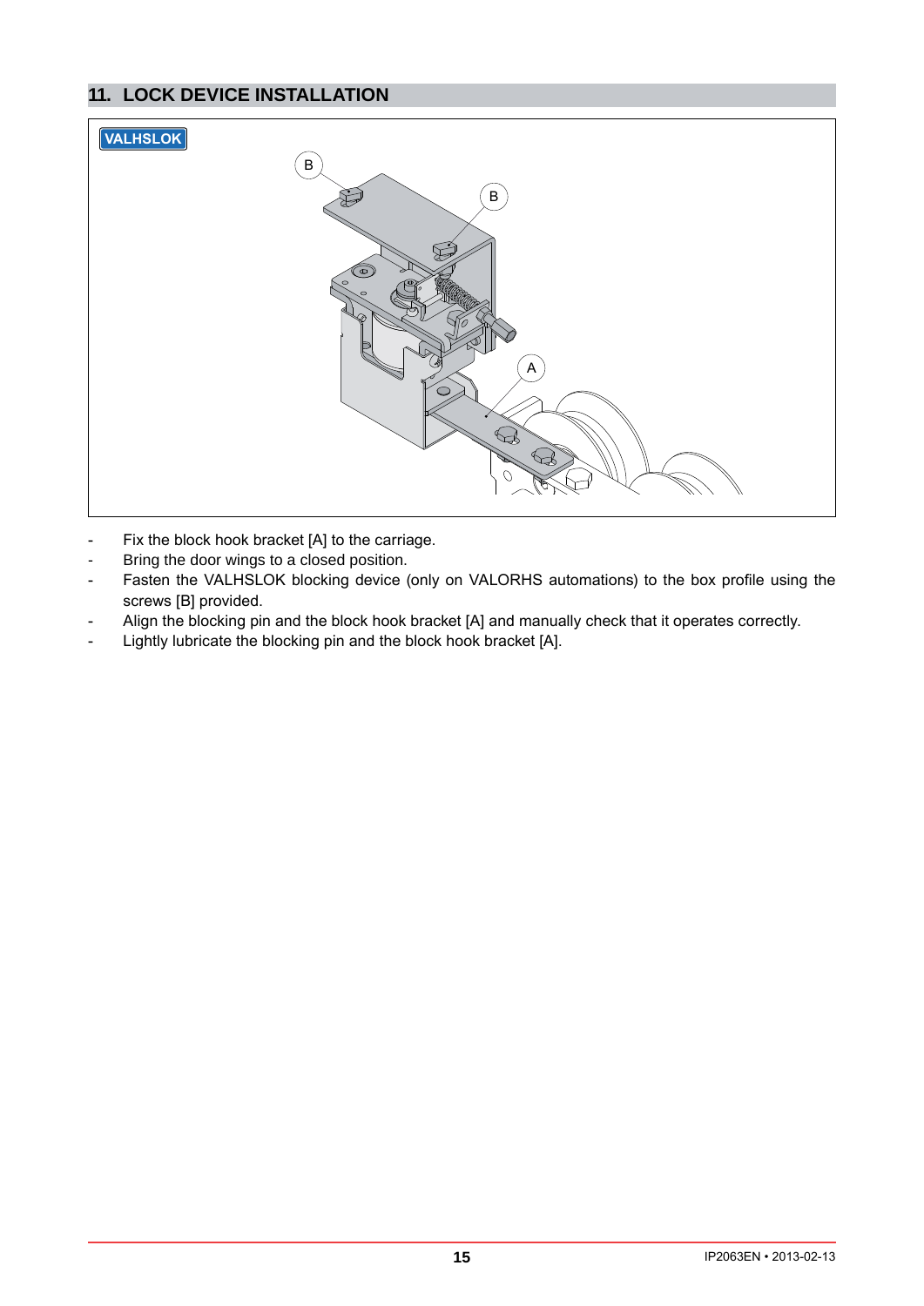## 11. LOCK DEVICE INSTALLATION

VALHSLOK

- Fix the block hook bracket [A] to the carriage.
- Bring the door wings to a closed position.
- Fasten the VALHSLOK blocking device (only on VALORHS automations) to the box profile using the screws [B] provided.
- Align the blocking pin and the block hook bracket [A] and manually check that it operates correctly.
- Lightly lubricate the blocking pin and the block hook bracket [A].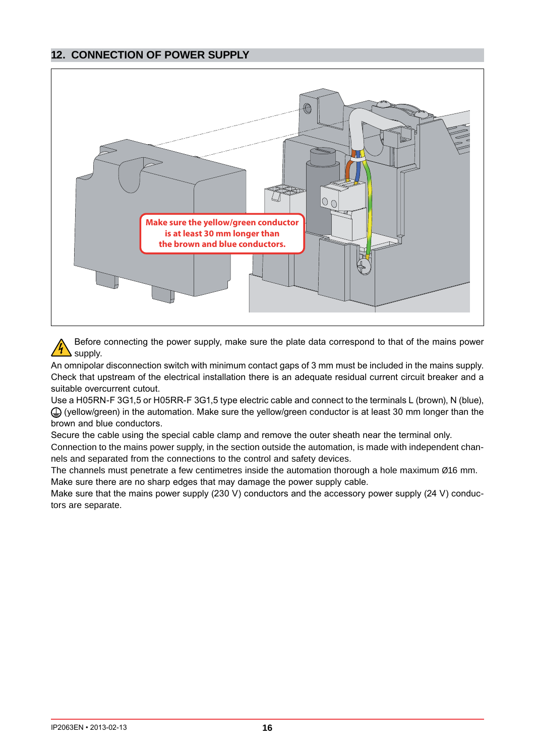## 12. CONNECTION OF POWER SUPPLY

Make sure the yellow/green conductor is at least 30 mm longer than the brown and blue conductors.

⚠ Before connecting the power supply, make sure the plate data correspond to that of the mains power supply.

An omnipolar disconnection switch with minimum contact gaps of 3 mm must be included in the mains supply.

Check that upstream of the electrical installation there is an adequate residual current circuit breaker and a suitable overcurrent cutout.

Use a H05RN-F 3G1,5 or H05RR-F 3G1,5 type electric cable and connect to the terminals L (brown), N (blue), ⏚ (yellow/green) in the automation. Make sure the yellow/green conductor is at least 30 mm longer than the brown and blue conductors.

Secure the cable using the special cable clamp and remove the outer sheath near the terminal only.

Connection to the mains power supply, in the section outside the automation, is made with independent channels and separated from the connections to the control and safety devices.

The channels must penetrate a few centimetres inside the automation thorough a hole maximum Ø16 mm.

Make sure there are no sharp edges that may damage the power supply cable.

Make sure that the mains power supply (230 V) conductors and the accessory power supply (24 V) conductors are separate.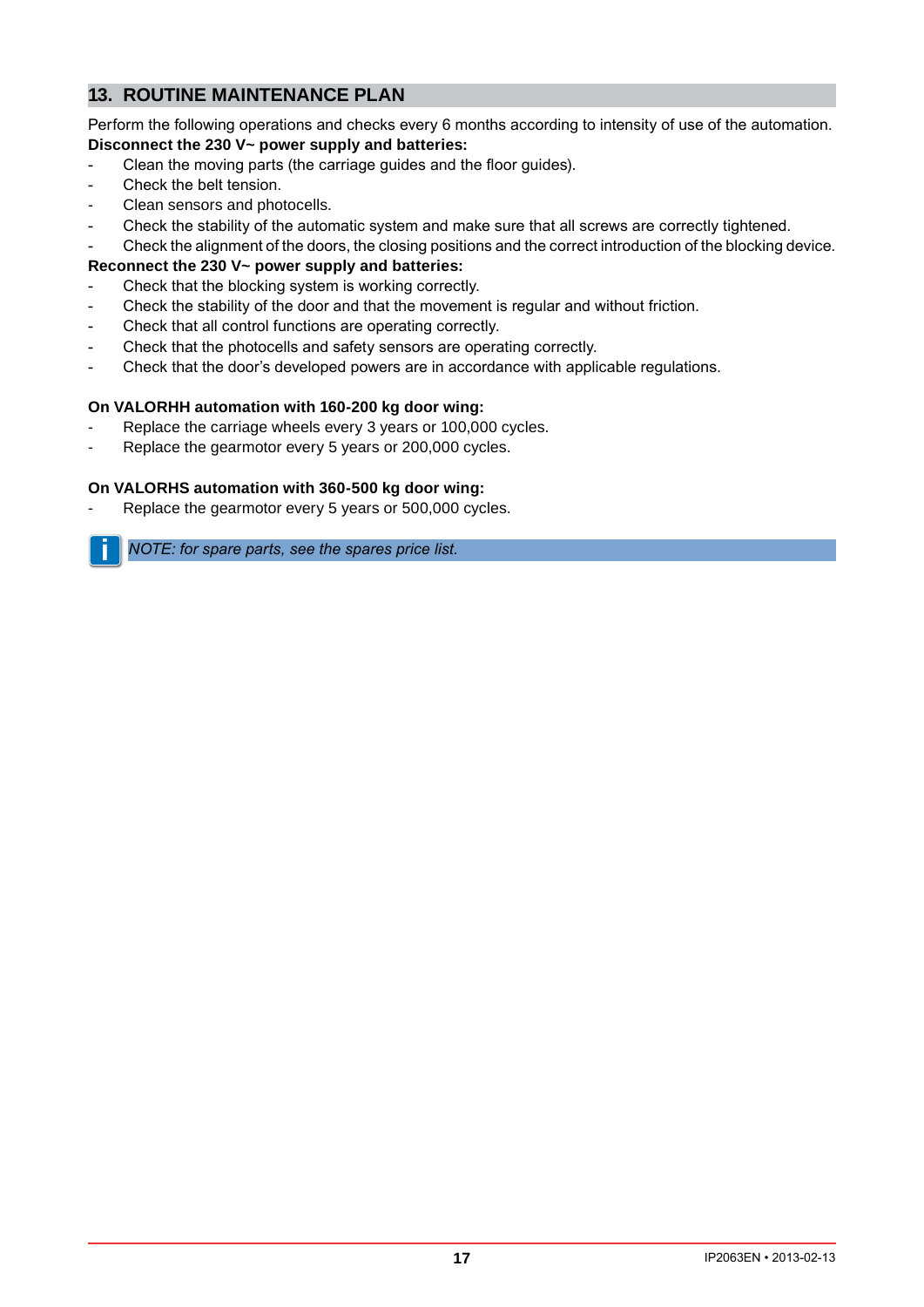## 13. ROUTINE MAINTENANCE PLAN

Perform the following operations and checks every 6 months according to intensity of use of the automation.

**Disconnect the 230 V~ power supply and batteries:**

- Clean the moving parts (the carriage guides and the floor guides).
- Check the belt tension.
- Clean sensors and photocells.
- Check the stability of the automatic system and make sure that all screws are correctly tightened.
- Check the alignment of the doors, the closing positions and the correct introduction of the blocking device.

**Reconnect the 230 V~ power supply and batteries:**

- Check that the blocking system is working correctly.
- Check the stability of the door and that the movement is regular and without friction.
- Check that all control functions are operating correctly.
- Check that the photocells and safety sensors are operating correctly.
- Check that the door's developed powers are in accordance with applicable regulations.

**On VALORHH automation with 160-200 kg door wing:**

- Replace the carriage wheels every 3 years or 100,000 cycles.
- Replace the gearmotor every 5 years or 200,000 cycles.

**On VALORHS automation with 360-500 kg door wing:**

- Replace the gearmotor every 5 years or 500,000 cycles.

*NOTE: for spare parts, see the spares price list.*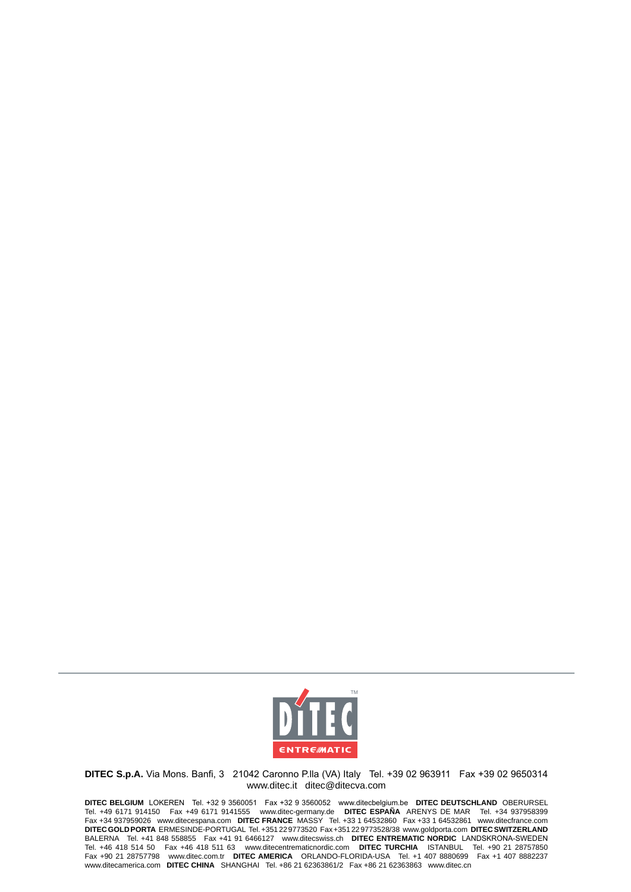**DITEC S.p.A.** Via Mons. Banfi, 3 21042 Caronno P.lla (VA) Italy Tel. +39 02 963911 Fax +39 02 9650314
www.ditec.it ditec@ditecva.com

**DITEC BELGIUM** LOKEREN Tel. +32 9 3560051 Fax +32 9 3560052 www.ditecbelgium.be **DITEC DEUTSCHLAND** OBERURSEL Tel. +49 6171 914150 Fax +49 6171 9141555 www.ditec-germany.de **DITEC ESPAÑA** ARENYS DE MAR Tel. +34 937958399 Fax +34 937959026 www.ditecespana.com **DITEC FRANCE** MASSY Tel. +33 1 64532860 Fax +33 1 64532861 www.ditecfrance.com **DITEC GOLDPORTA** ERMESINDE-PORTUGAL Tel. +351 22 9773520 Fax +351 22 9773528/38 www.goldporta.com **DITEC SWITZERLAND** BALERNA Tel. +41 848 558855 Fax +41 91 6466127 www.ditecswiss.ch **DITEC ENTREMATIC NORDIC** LANDSKRONA-SWEDEN Tel. +46 418 514 50 Fax +46 418 511 63 www.ditecentrematicnordic.com **DITEC TURCHIA** ISTANBUL Tel. +90 21 28757850 Fax +90 21 28757798 www.ditec.com.tr **DITEC AMERICA** ORLANDO-FLORIDA-USA Tel. +1 407 8880699 Fax +1 407 8882237 www.ditecamerica.com **DITEC CHINA** SHANGHAI Tel. +86 21 62363861/2 Fax +86 21 62363863 www.ditec.cn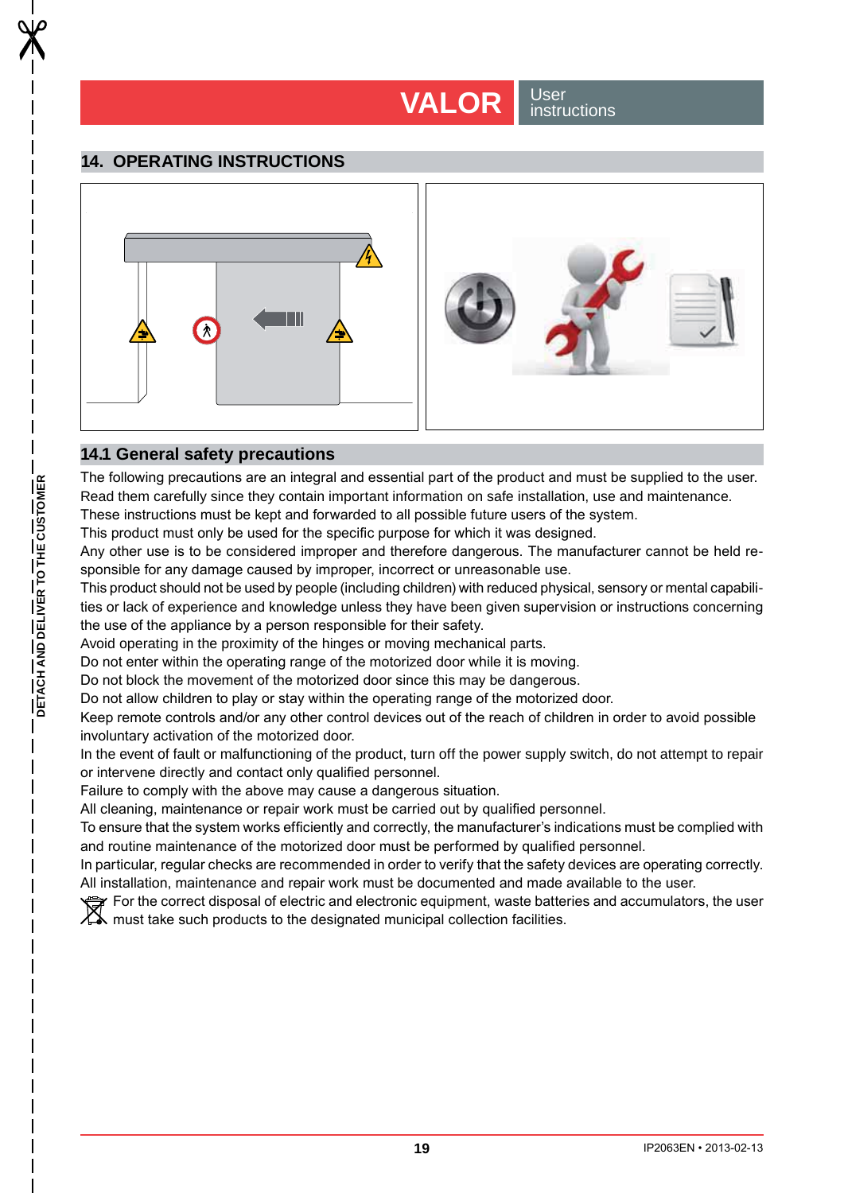## 14. OPERATING INSTRUCTIONS

### 14.1 General safety precautions

The following precautions are an integral and essential part of the product and must be supplied to the user. Read them carefully since they contain important information on safe installation, use and maintenance. These instructions must be kept and forwarded to all possible future users of the system.
This product must only be used for the specific purpose for which it was designed.
Any other use is to be considered improper and therefore dangerous. The manufacturer cannot be held responsible for any damage caused by improper, incorrect or unreasonable use.
This product should not be used by people (including children) with reduced physical, sensory or mental capabilities or lack of experience and knowledge unless they have been given supervision or instructions concerning the use of the appliance by a person responsible for their safety.
Avoid operating in the proximity of the hinges or moving mechanical parts.
Do not enter within the operating range of the motorized door while it is moving.
Do not block the movement of the motorized door since this may be dangerous.
Do not allow children to play or stay within the operating range of the motorized door.
Keep remote controls and/or any other control devices out of the reach of children in order to avoid possible involuntary activation of the motorized door.
In the event of fault or malfunctioning of the product, turn off the power supply switch, do not attempt to repair or intervene directly and contact only qualified personnel.
Failure to comply with the above may cause a dangerous situation.
All cleaning, maintenance or repair work must be carried out by qualified personnel.
To ensure that the system works efficiently and correctly, the manufacturer's indications must be complied with and routine maintenance of the motorized door must be performed by qualified personnel.
In particular, regular checks are recommended in order to verify that the safety devices are operating correctly.
All installation, maintenance and repair work must be documented and made available to the user.
For the correct disposal of electric and electronic equipment, waste batteries and accumulators, the user must take such products to the designated municipal collection facilities.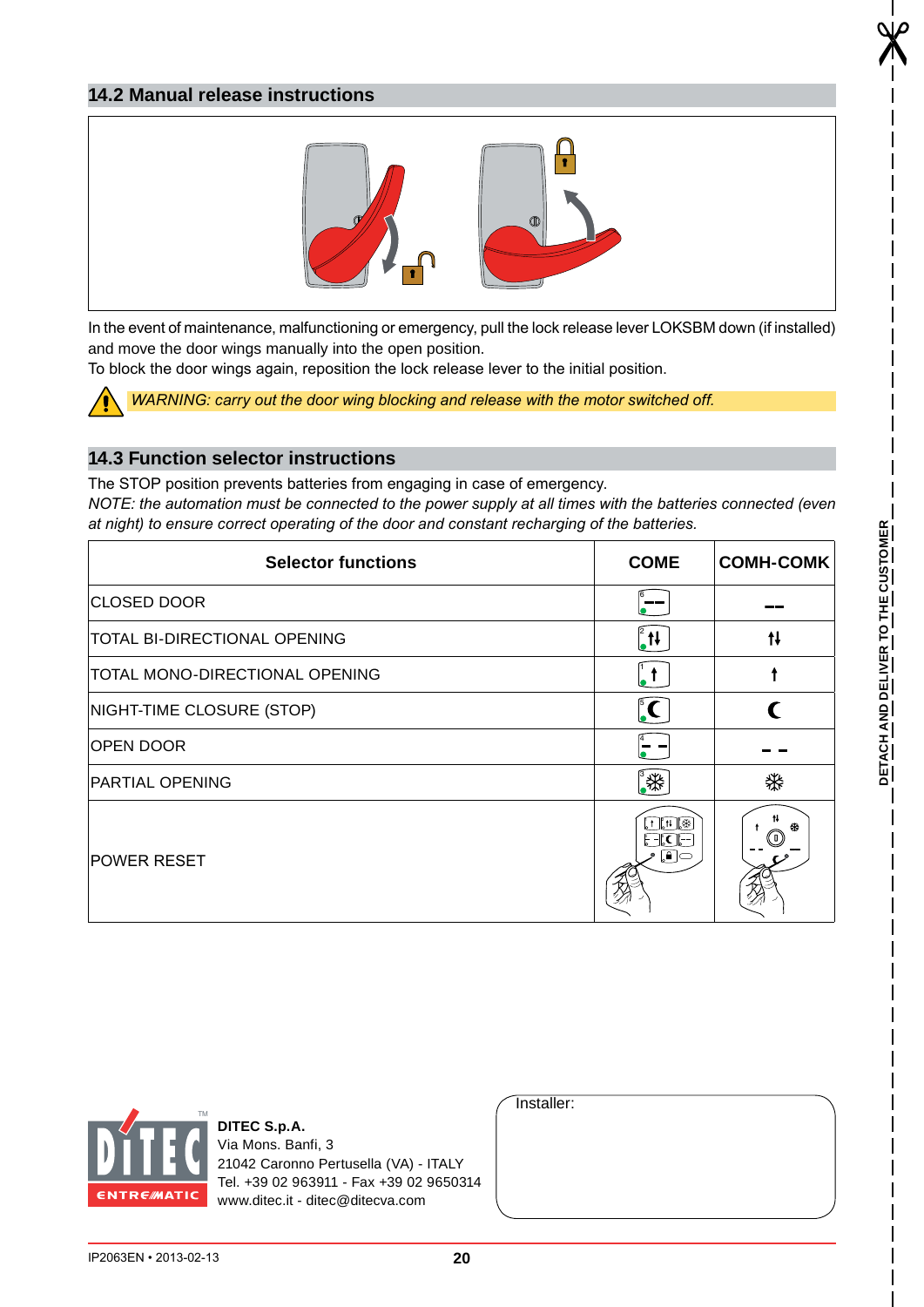## 14.2 Manual release instructions

In the event of maintenance, malfunctioning or emergency, pull the lock release lever LOKSBM down (if installed) and move the door wings manually into the open position.
To block the door wings again, reposition the lock release lever to the initial position.

*WARNING: carry out the door wing blocking and release with the motor switched off.*

## 14.3 Function selector instructions

The STOP position prevents batteries from engaging in case of emergency.
*NOTE: the automation must be connected to the power supply at all times with the batteries connected (even at night) to ensure correct operating of the door and constant recharging of the batteries.*

| Selector functions | COME | COMH-COMK |
|---|---|---|
| CLOSED DOOR | 6 — | — |
| TOTAL BI-DIRECTIONAL OPENING | 2 ⇅ | ⇅ |
| TOTAL MONO-DIRECTIONAL OPENING | 1 ↑ | ↑ |
| NIGHT-TIME CLOSURE (STOP) | 5 ☾ | ☾ |
| OPEN DOOR | 4 - - | - - |
| PARTIAL OPENING | 3 ❄ | ❄ |
| POWER RESET | | |

**DITEC S.p.A.**
Via Mons. Banfi, 3
21042 Caronno Pertusella (VA) - ITALY
Tel. +39 02 963911 - Fax +39 02 9650314
www.ditec.it - ditec@ditecva.com

Installer:

DETACH AND DELIVER TO THE CUSTOMER

IP2063EN • 2013-02-13